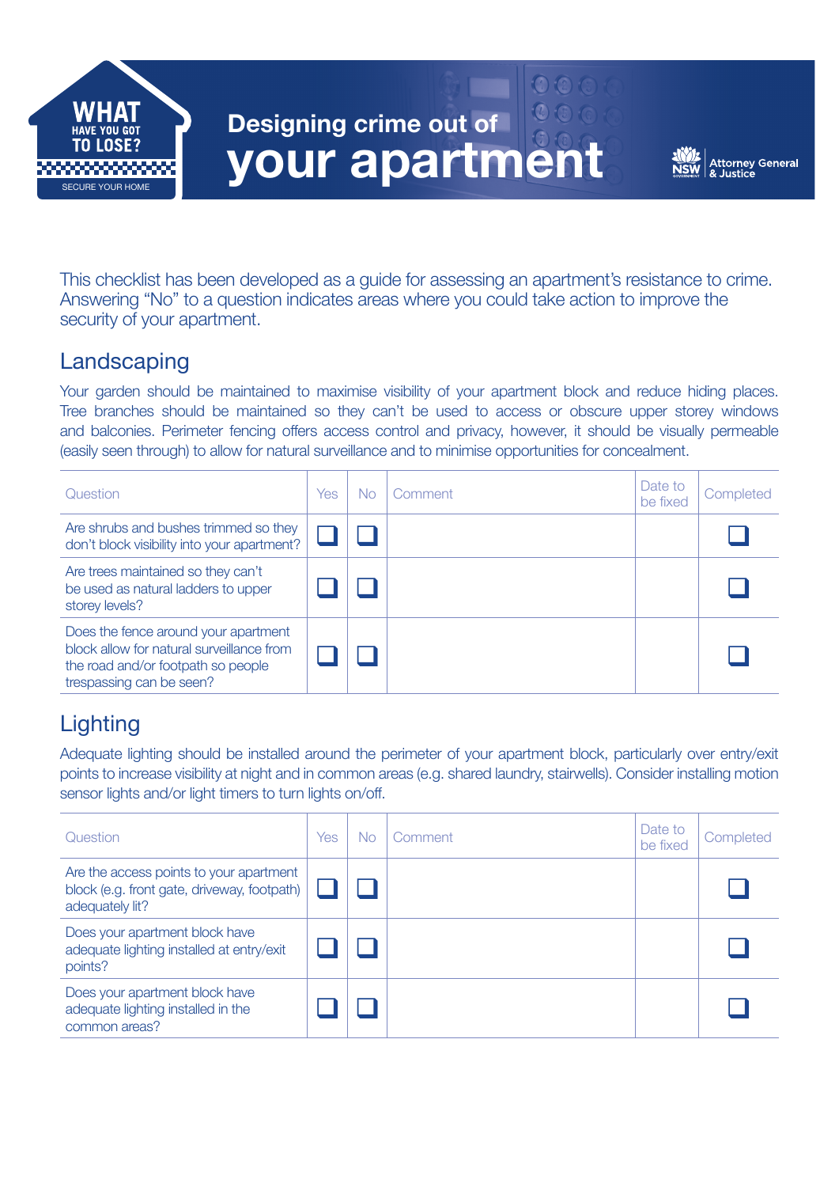WHAT HAVE YOU GOT TO LOSE?

SECURE YOUR HOME

# Designing crime out of your apartment

Attorney General & Justice

This checklist has been developed as a guide for assessing an apartment's resistance to crime. Answering "No" to a question indicates areas where you could take action to improve the security of your apartment.

## Landscaping

Your garden should be maintained to maximise visibility of your apartment block and reduce hiding places. Tree branches should be maintained so they can't be used to access or obscure upper storey windows and balconies. Perimeter fencing offers access control and privacy, however, it should be visually permeable (easily seen through) to allow for natural surveillance and to minimise opportunities for concealment.

| Question | Yes | No | Comment | Date to be fixed | Completed |
|---|---|---|---|---|---|
| Are shrubs and bushes trimmed so they don't block visibility into your apartment? | ☐ | ☐ | | | ☐ |
| Are trees maintained so they can't be used as natural ladders to upper storey levels? | ☐ | ☐ | | | ☐ |
| Does the fence around your apartment block allow for natural surveillance from the road and/or footpath so people trespassing can be seen? | ☐ | ☐ | | | ☐ |

## Lighting

Adequate lighting should be installed around the perimeter of your apartment block, particularly over entry/exit points to increase visibility at night and in common areas (e.g. shared laundry, stairwells). Consider installing motion sensor lights and/or light timers to turn lights on/off.

| Question | Yes | No | Comment | Date to be fixed | Completed |
|---|---|---|---|---|---|
| Are the access points to your apartment block (e.g. front gate, driveway, footpath) adequately lit? | ☐ | ☐ | | | ☐ |
| Does your apartment block have adequate lighting installed at entry/exit points? | ☐ | ☐ | | | ☐ |
| Does your apartment block have adequate lighting installed in the common areas? | ☐ | ☐ | | | ☐ |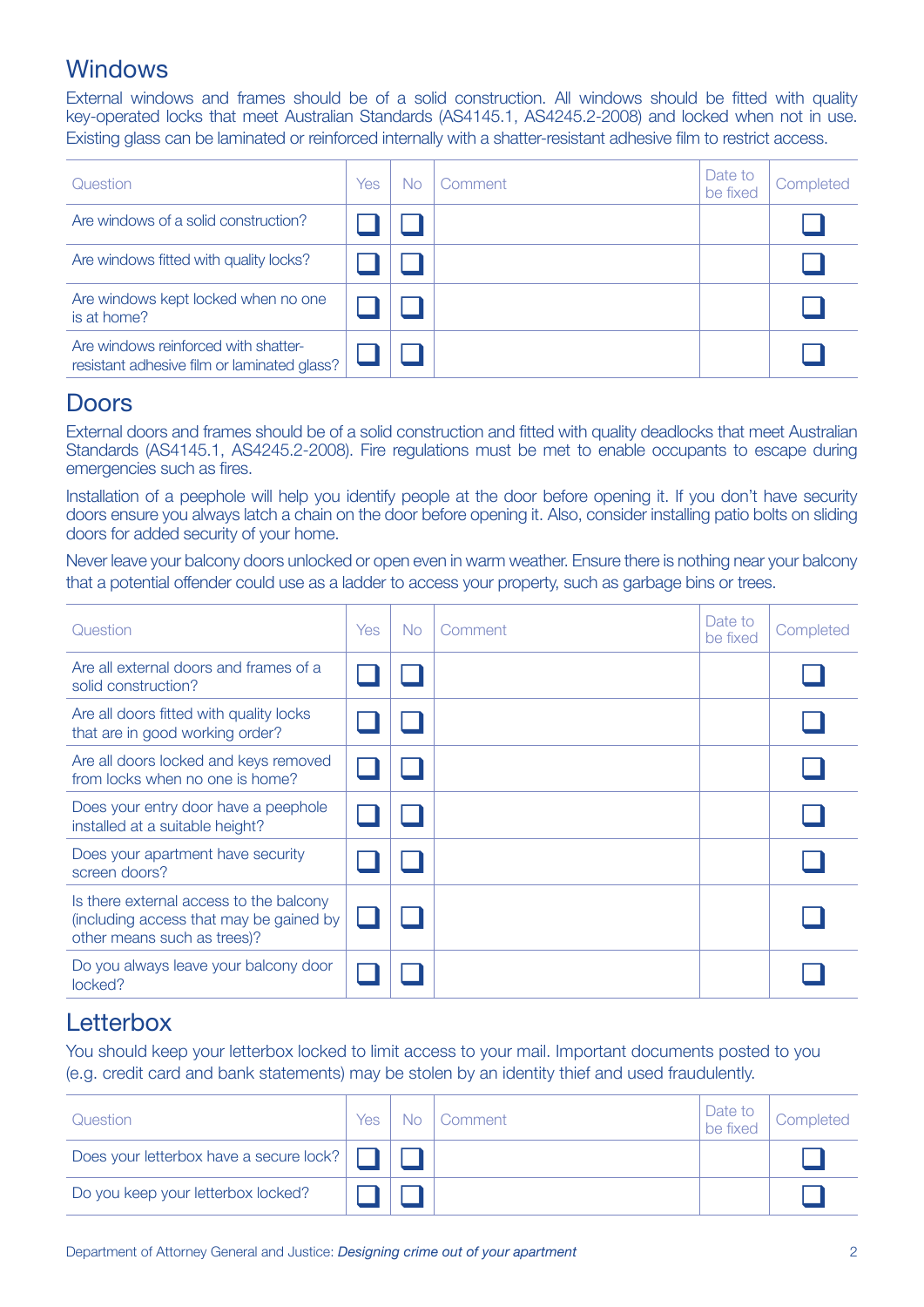## Windows

External windows and frames should be of a solid construction. All windows should be fitted with quality key-operated locks that meet Australian Standards (AS4145.1, AS4245.2-2008) and locked when not in use. Existing glass can be laminated or reinforced internally with a shatter-resistant adhesive film to restrict access.

| Question | Yes | No | Comment | Date to be fixed | Completed |
|---|---|---|---|---|---|
| Are windows of a solid construction? | ☐ | ☐ | | | ☐ |
| Are windows fitted with quality locks? | ☐ | ☐ | | | ☐ |
| Are windows kept locked when no one is at home? | ☐ | ☐ | | | ☐ |
| Are windows reinforced with shatter-resistant adhesive film or laminated glass? | ☐ | ☐ | | | ☐ |

## Doors

External doors and frames should be of a solid construction and fitted with quality deadlocks that meet Australian Standards (AS4145.1, AS4245.2-2008). Fire regulations must be met to enable occupants to escape during emergencies such as fires.

Installation of a peephole will help you identify people at the door before opening it. If you don't have security doors ensure you always latch a chain on the door before opening it. Also, consider installing patio bolts on sliding doors for added security of your home.

Never leave your balcony doors unlocked or open even in warm weather. Ensure there is nothing near your balcony that a potential offender could use as a ladder to access your property, such as garbage bins or trees.

| Question | Yes | No | Comment | Date to be fixed | Completed |
|---|---|---|---|---|---|
| Are all external doors and frames of a solid construction? | ☐ | ☐ | | | ☐ |
| Are all doors fitted with quality locks that are in good working order? | ☐ | ☐ | | | ☐ |
| Are all doors locked and keys removed from locks when no one is home? | ☐ | ☐ | | | ☐ |
| Does your entry door have a peephole installed at a suitable height? | ☐ | ☐ | | | ☐ |
| Does your apartment have security screen doors? | ☐ | ☐ | | | ☐ |
| Is there external access to the balcony (including access that may be gained by other means such as trees)? | ☐ | ☐ | | | ☐ |
| Do you always leave your balcony door locked? | ☐ | ☐ | | | ☐ |

## Letterbox

You should keep your letterbox locked to limit access to your mail. Important documents posted to you (e.g. credit card and bank statements) may be stolen by an identity thief and used fraudulently.

| Question | Yes | No | Comment | Date to be fixed | Completed |
|---|---|---|---|---|---|
| Does your letterbox have a secure lock? | ☐ | ☐ | | | ☐ |
| Do you keep your letterbox locked? | ☐ | ☐ | | | ☐ |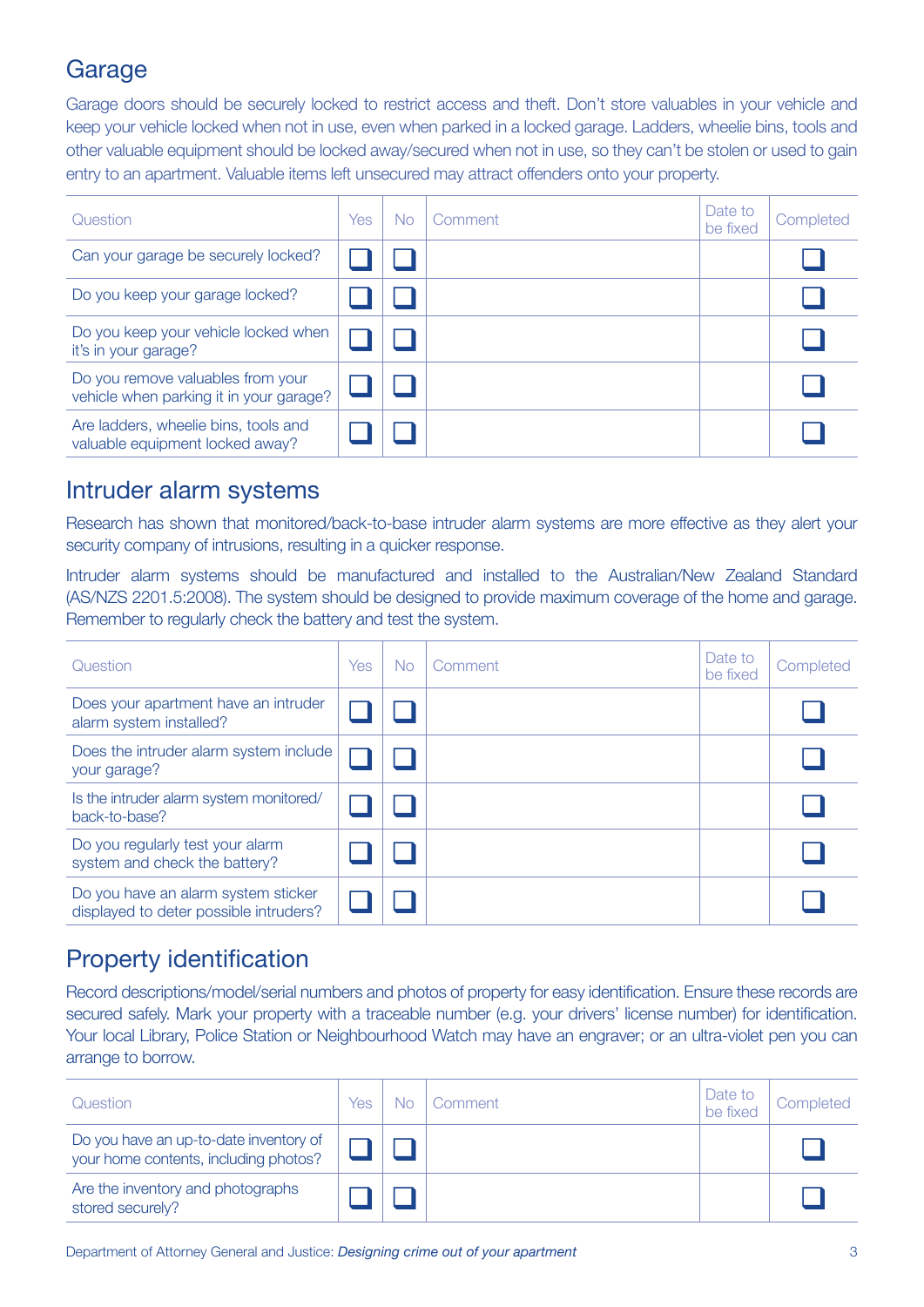## Garage

Garage doors should be securely locked to restrict access and theft. Don't store valuables in your vehicle and keep your vehicle locked when not in use, even when parked in a locked garage. Ladders, wheelie bins, tools and other valuable equipment should be locked away/secured when not in use, so they can't be stolen or used to gain entry to an apartment. Valuable items left unsecured may attract offenders onto your property.

| Question | Yes | No | Comment | Date to be fixed | Completed |
|---|---|---|---|---|---|
| Can your garage be securely locked? | ☐ | ☐ | | | ☐ |
| Do you keep your garage locked? | ☐ | ☐ | | | ☐ |
| Do you keep your vehicle locked when it's in your garage? | ☐ | ☐ | | | ☐ |
| Do you remove valuables from your vehicle when parking it in your garage? | ☐ | ☐ | | | ☐ |
| Are ladders, wheelie bins, tools and valuable equipment locked away? | ☐ | ☐ | | | ☐ |

## Intruder alarm systems

Research has shown that monitored/back-to-base intruder alarm systems are more effective as they alert your security company of intrusions, resulting in a quicker response.

Intruder alarm systems should be manufactured and installed to the Australian/New Zealand Standard (AS/NZS 2201.5:2008). The system should be designed to provide maximum coverage of the home and garage. Remember to regularly check the battery and test the system.

| Question | Yes | No | Comment | Date to be fixed | Completed |
|---|---|---|---|---|---|
| Does your apartment have an intruder alarm system installed? | ☐ | ☐ | | | ☐ |
| Does the intruder alarm system include your garage? | ☐ | ☐ | | | ☐ |
| Is the intruder alarm system monitored/ back-to-base? | ☐ | ☐ | | | ☐ |
| Do you regularly test your alarm system and check the battery? | ☐ | ☐ | | | ☐ |
| Do you have an alarm system sticker displayed to deter possible intruders? | ☐ | ☐ | | | ☐ |

## Property identification

Record descriptions/model/serial numbers and photos of property for easy identification. Ensure these records are secured safely. Mark your property with a traceable number (e.g. your drivers' license number) for identification. Your local Library, Police Station or Neighbourhood Watch may have an engraver; or an ultra-violet pen you can arrange to borrow.

| Question | Yes | No | Comment | Date to be fixed | Completed |
|---|---|---|---|---|---|
| Do you have an up-to-date inventory of your home contents, including photos? | ☐ | ☐ | | | ☐ |
| Are the inventory and photographs stored securely? | ☐ | ☐ | | | ☐ |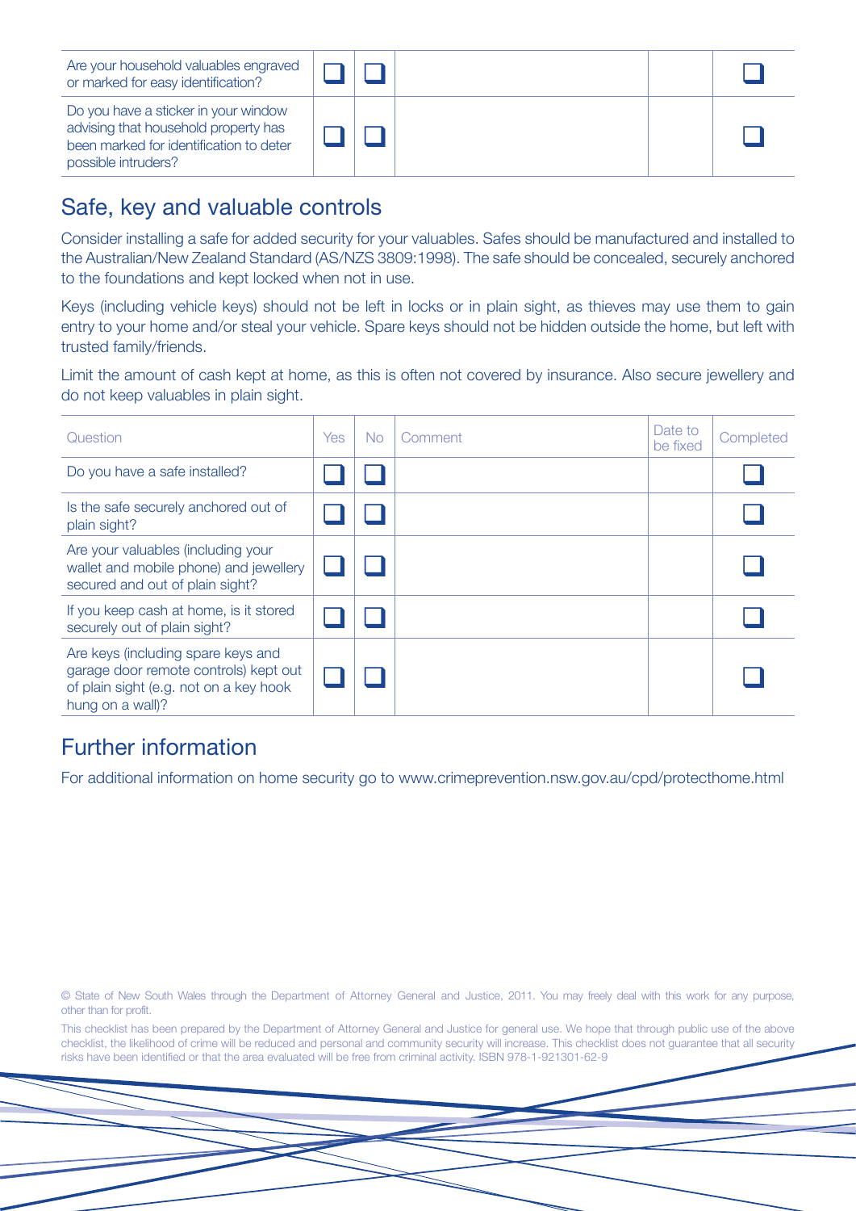| | | | | | |
|---|---|---|---|---|---|
| Are your household valuables engraved or marked for easy identification? | ❑ | ❑ | | | ❑ |
| Do you have a sticker in your window advising that household property has been marked for identification to deter possible intruders? | ❑ | ❑ | | | ❑ |

## Safe, key and valuable controls

Consider installing a safe for added security for your valuables. Safes should be manufactured and installed to the Australian/New Zealand Standard (AS/NZS 3809:1998). The safe should be concealed, securely anchored to the foundations and kept locked when not in use.

Keys (including vehicle keys) should not be left in locks or in plain sight, as thieves may use them to gain entry to your home and/or steal your vehicle. Spare keys should not be hidden outside the home, but left with trusted family/friends.

Limit the amount of cash kept at home, as this is often not covered by insurance. Also secure jewellery and do not keep valuables in plain sight.

| Question | Yes | No | Comment | Date to be fixed | Completed |
|---|---|---|---|---|---|
| Do you have a safe installed? | ❑ | ❑ | | | ❑ |
| Is the safe securely anchored out of plain sight? | ❑ | ❑ | | | ❑ |
| Are your valuables (including your wallet and mobile phone) and jewellery secured and out of plain sight? | ❑ | ❑ | | | ❑ |
| If you keep cash at home, is it stored securely out of plain sight? | ❑ | ❑ | | | ❑ |
| Are keys (including spare keys and garage door remote controls) kept out of plain sight (e.g. not on a key hook hung on a wall)? | ❑ | ❑ | | | ❑ |

## Further information

For additional information on home security go to www.crimeprevention.nsw.gov.au/cpd/protecthome.html

© State of New South Wales through the Department of Attorney General and Justice, 2011. You may freely deal with this work for any purpose, other than for profit.

This checklist has been prepared by the Department of Attorney General and Justice for general use. We hope that through public use of the above checklist, the likelihood of crime will be reduced and personal and community security will increase. This checklist does not guarantee that all security risks have been identified or that the area evaluated will be free from criminal activity. ISBN 978-1-921301-62-9